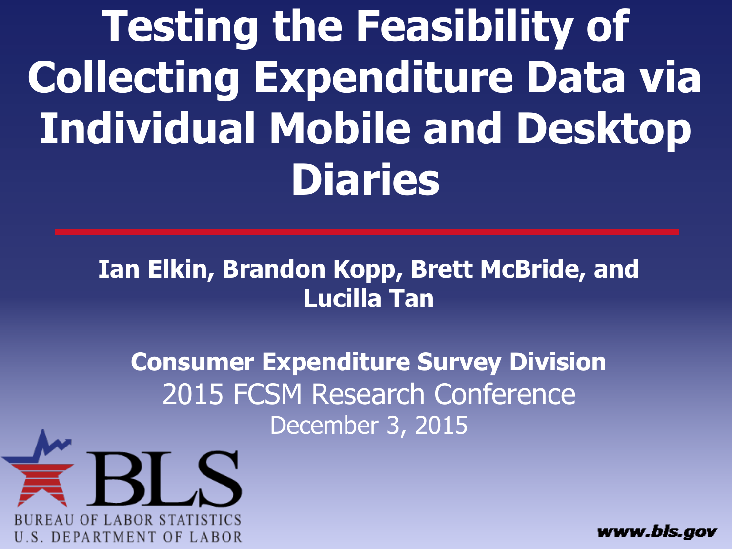# Testing the Feasibility of Collecting Expenditure Data via Individual Mobile and Desktop Diaries

**Ian Elkin, Brandon Kopp, Brett McBride, and Lucilla Tan**

**Consumer Expenditure Survey Division**

2015 FCSM Research Conference

December 3, 2015

BLS

BUREAU OF LABOR STATISTICS
U.S. DEPARTMENT OF LABOR

www.bls.gov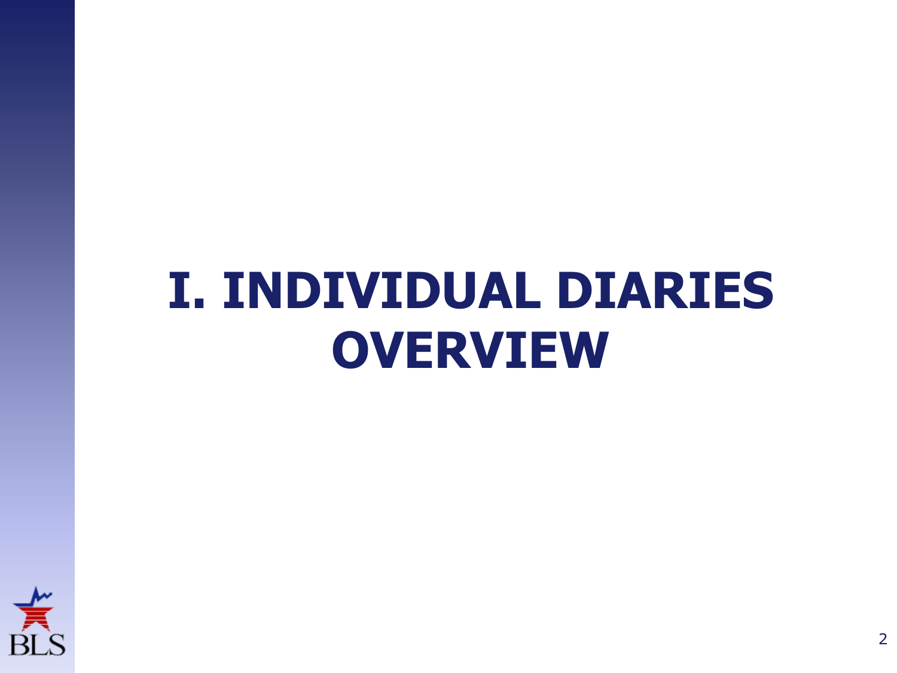# I. INDIVIDUAL DIARIES OVERVIEW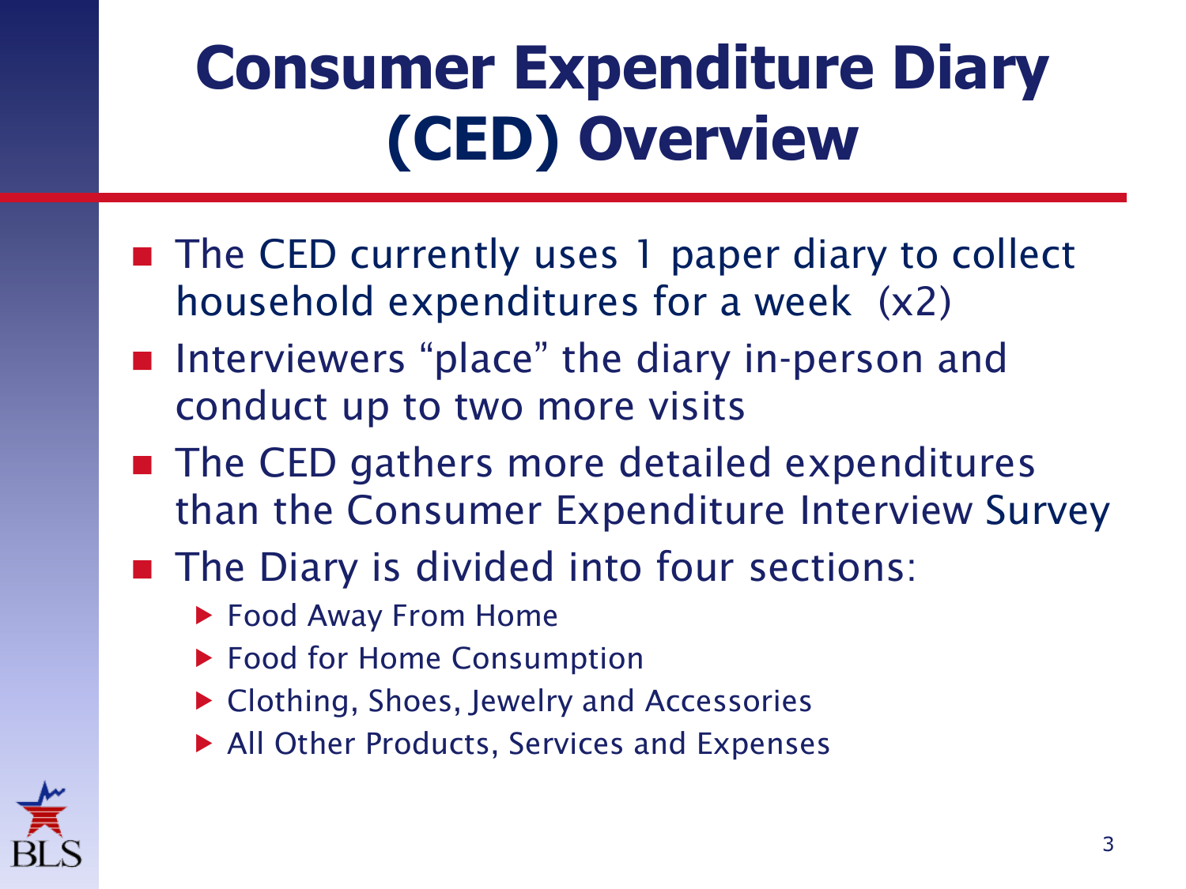# Consumer Expenditure Diary (CED) Overview

- The CED currently uses 1 paper diary to collect household expenditures for a week (x2)
- Interviewers "place" the diary in-person and conduct up to two more visits
- The CED gathers more detailed expenditures than the Consumer Expenditure Interview Survey
- The Diary is divided into four sections:
  - Food Away From Home
  - Food for Home Consumption
  - Clothing, Shoes, Jewelry and Accessories
  - All Other Products, Services and Expenses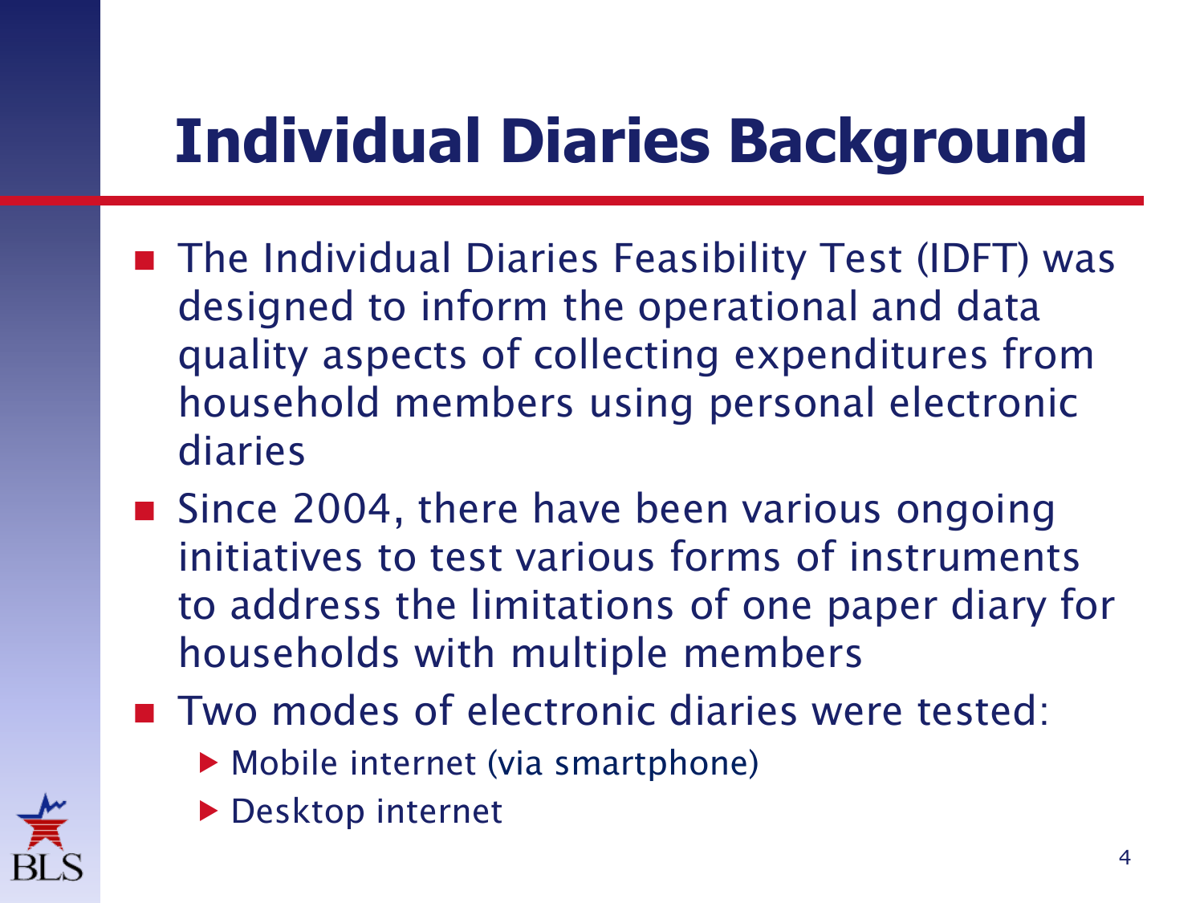# Individual Diaries Background

- The Individual Diaries Feasibility Test (IDFT) was designed to inform the operational and data quality aspects of collecting expenditures from household members using personal electronic diaries
- Since 2004, there have been various ongoing initiatives to test various forms of instruments to address the limitations of one paper diary for households with multiple members
- Two modes of electronic diaries were tested:
  - Mobile internet (via smartphone)
  - Desktop internet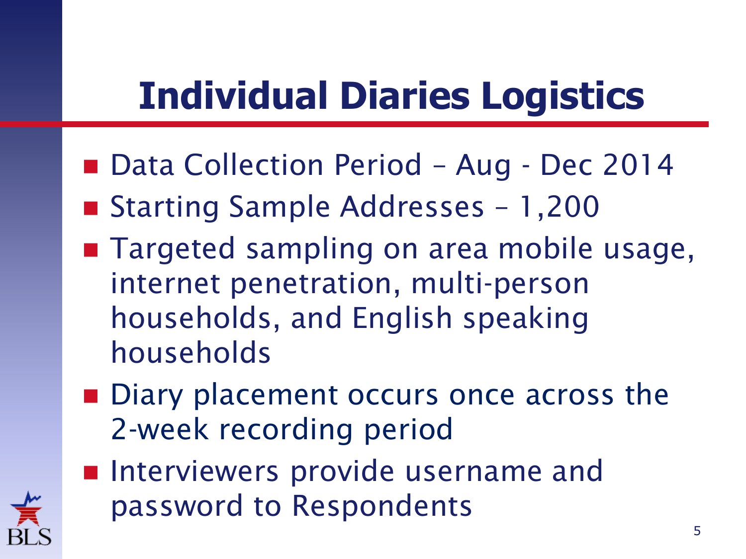# Individual Diaries Logistics

- Data Collection Period – Aug - Dec 2014
- Starting Sample Addresses – 1,200
- Targeted sampling on area mobile usage, internet penetration, multi-person households, and English speaking households
- Diary placement occurs once across the 2-week recording period
- Interviewers provide username and password to Respondents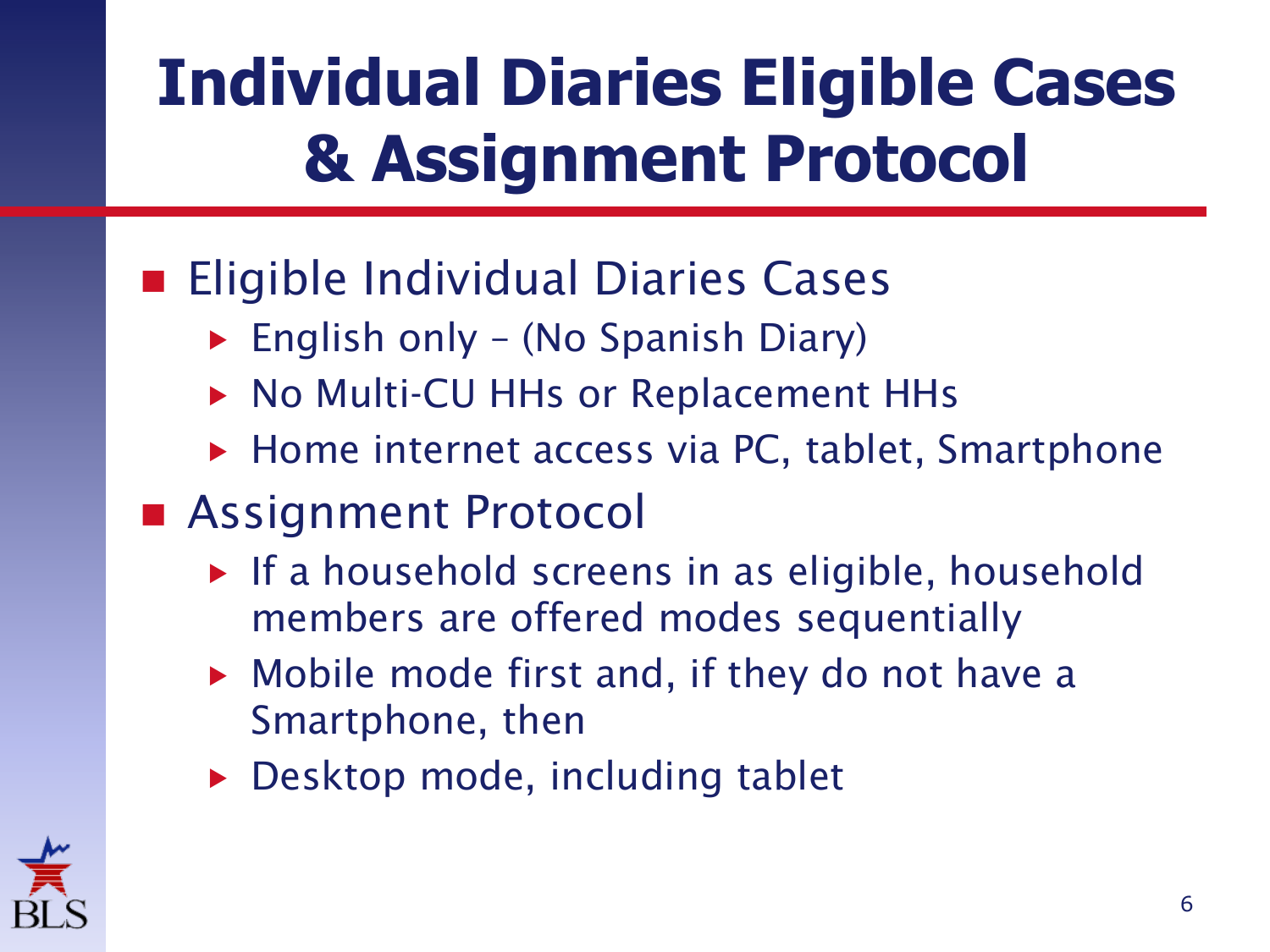# Individual Diaries Eligible Cases & Assignment Protocol

- Eligible Individual Diaries Cases
  - English only – (No Spanish Diary)
  - No Multi-CU HHs or Replacement HHs
  - Home internet access via PC, tablet, Smartphone
- Assignment Protocol
  - If a household screens in as eligible, household members are offered modes sequentially
  - Mobile mode first and, if they do not have a Smartphone, then
  - Desktop mode, including tablet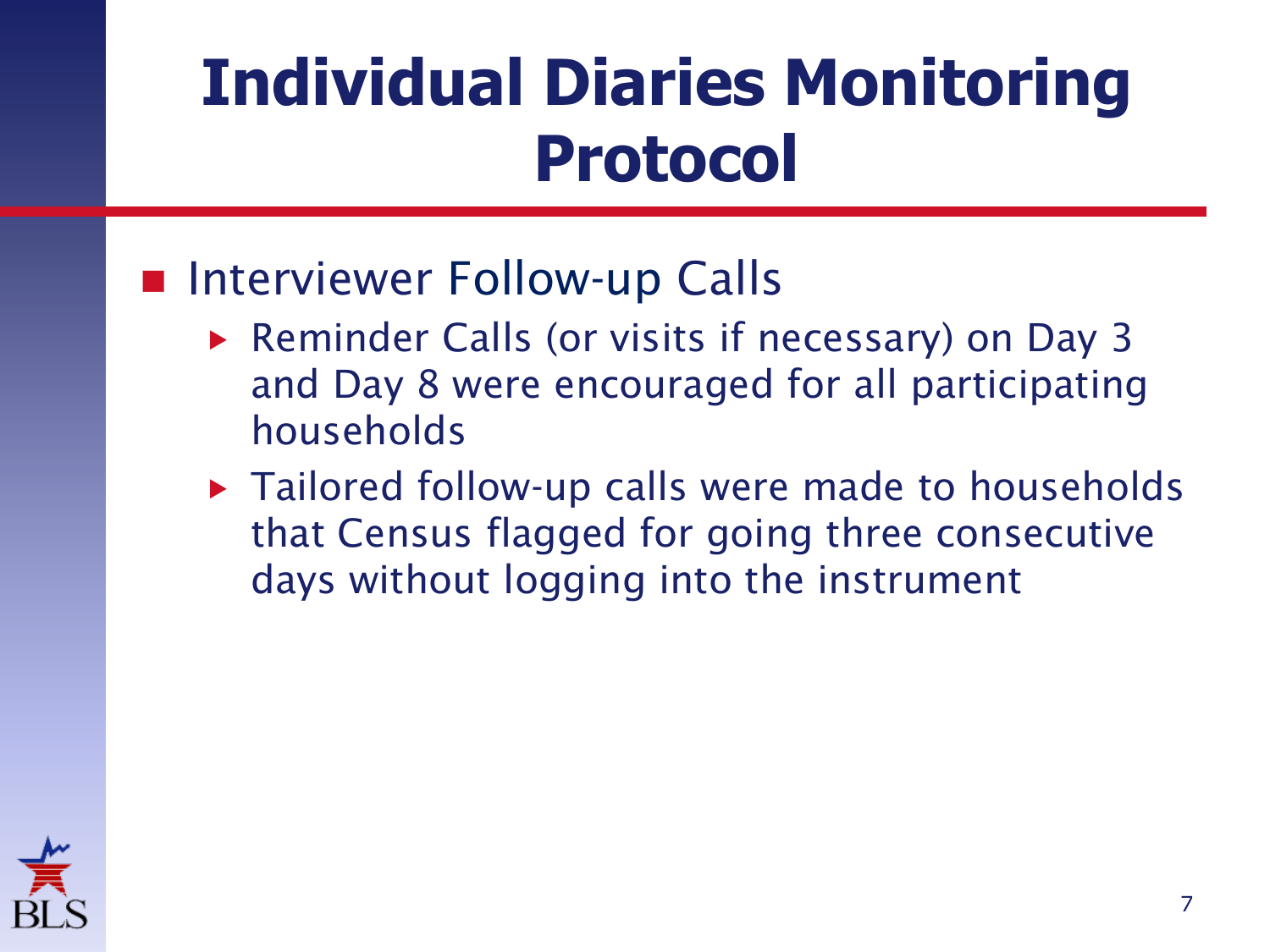# Individual Diaries Monitoring Protocol

- Interviewer Follow-up Calls
  - Reminder Calls (or visits if necessary) on Day 3 and Day 8 were encouraged for all participating households
  - Tailored follow-up calls were made to households that Census flagged for going three consecutive days without logging into the instrument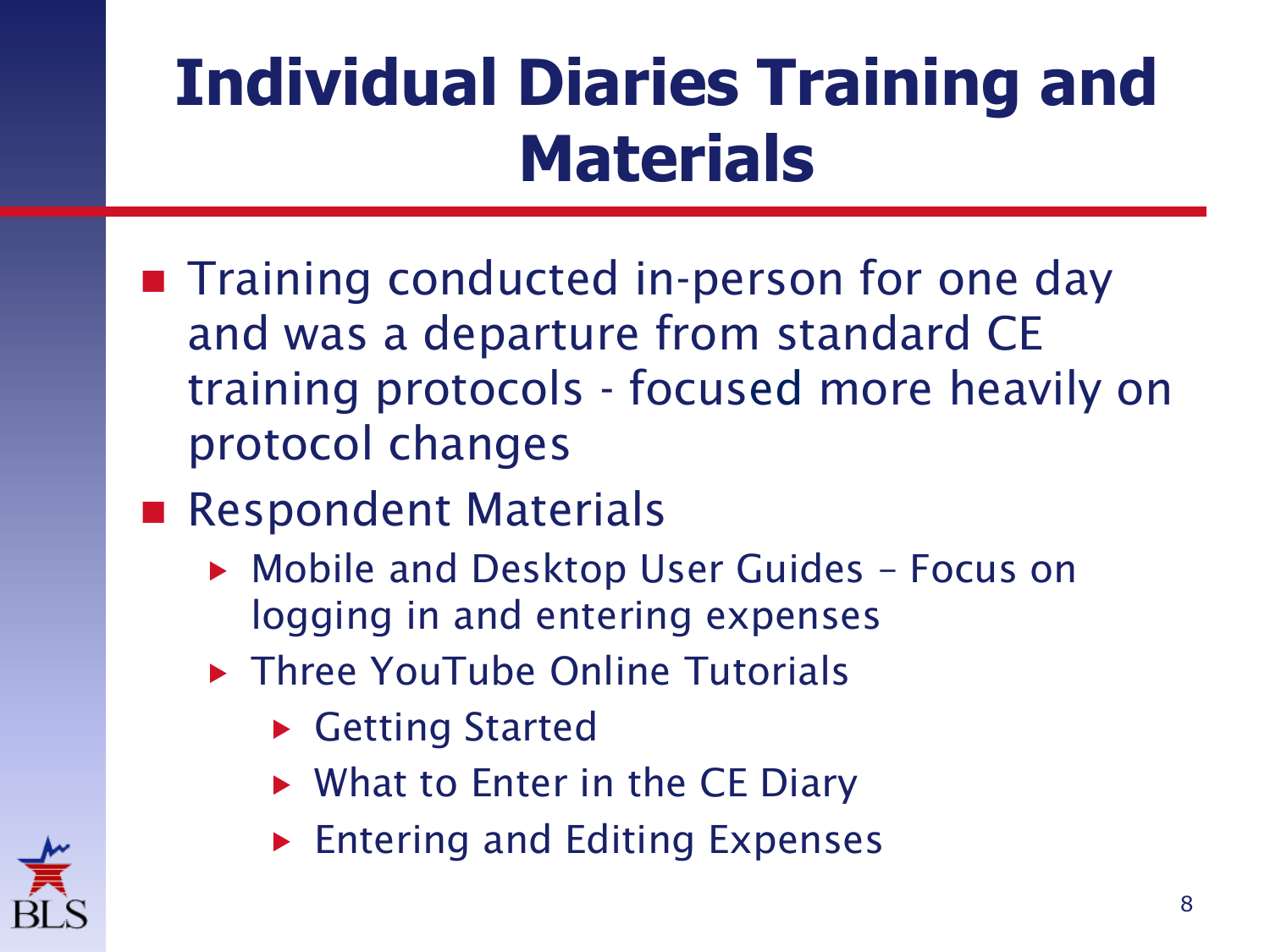# Individual Diaries Training and Materials

- Training conducted in-person for one day and was a departure from standard CE training protocols - focused more heavily on protocol changes
- Respondent Materials
  - Mobile and Desktop User Guides – Focus on logging in and entering expenses
  - Three YouTube Online Tutorials
    - Getting Started
    - What to Enter in the CE Diary
    - Entering and Editing Expenses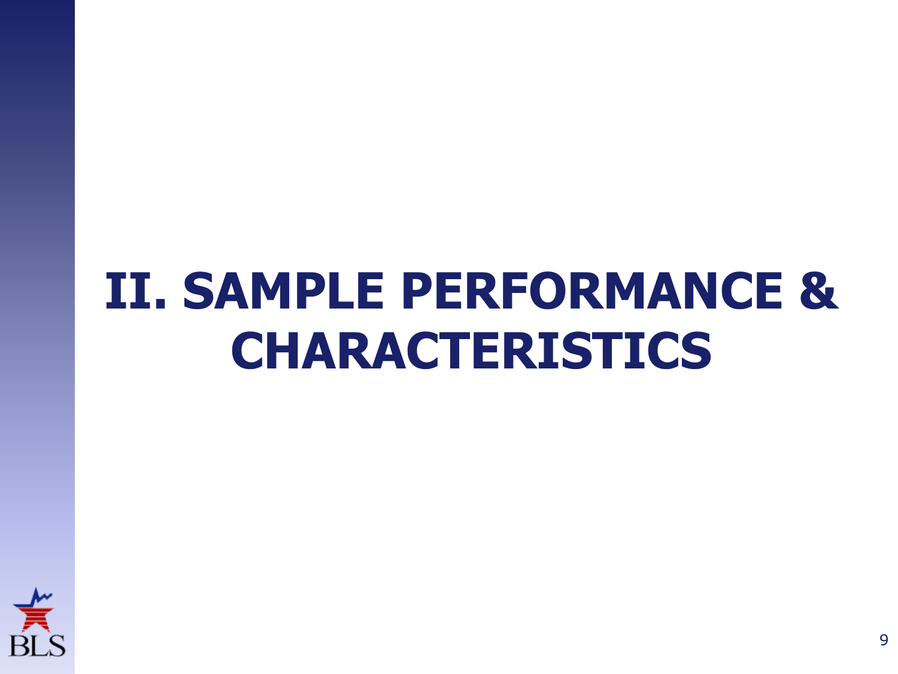# II. SAMPLE PERFORMANCE & CHARACTERISTICS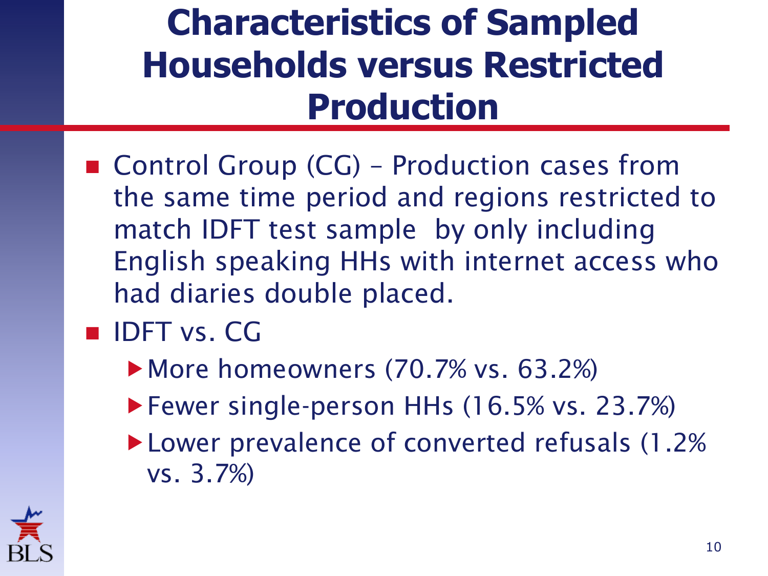# Characteristics of Sampled Households versus Restricted Production

- Control Group (CG) – Production cases from the same time period and regions restricted to match IDFT test sample by only including English speaking HHs with internet access who had diaries double placed.
- IDFT vs. CG
  - More homeowners (70.7% vs. 63.2%)
  - Fewer single-person HHs (16.5% vs. 23.7%)
  - Lower prevalence of converted refusals (1.2% vs. 3.7%)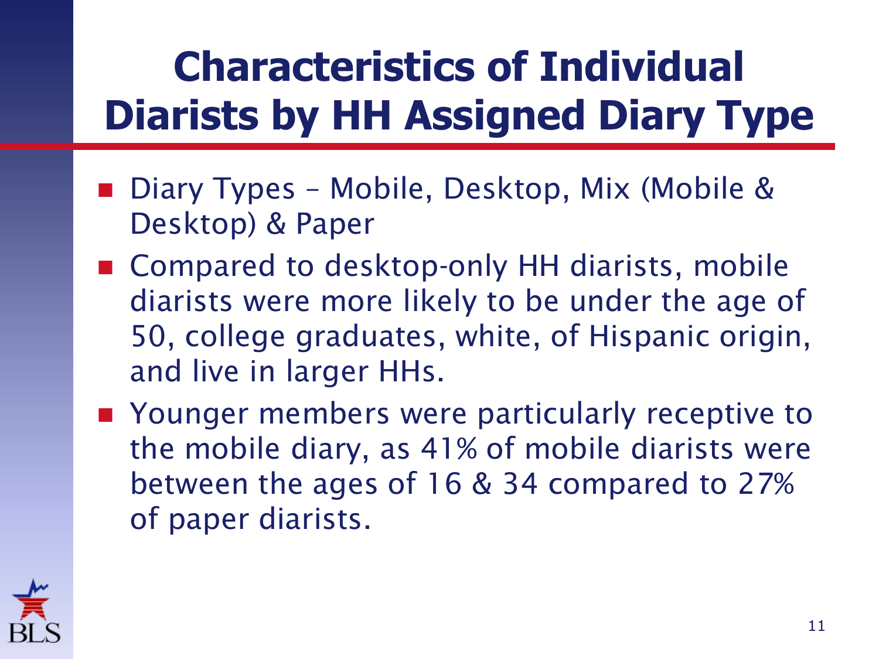# Characteristics of Individual Diarists by HH Assigned Diary Type

- Diary Types – Mobile, Desktop, Mix (Mobile & Desktop) & Paper
- Compared to desktop-only HH diarists, mobile diarists were more likely to be under the age of 50, college graduates, white, of Hispanic origin, and live in larger HHs.
- Younger members were particularly receptive to the mobile diary, as 41% of mobile diarists were between the ages of 16 & 34 compared to 27% of paper diarists.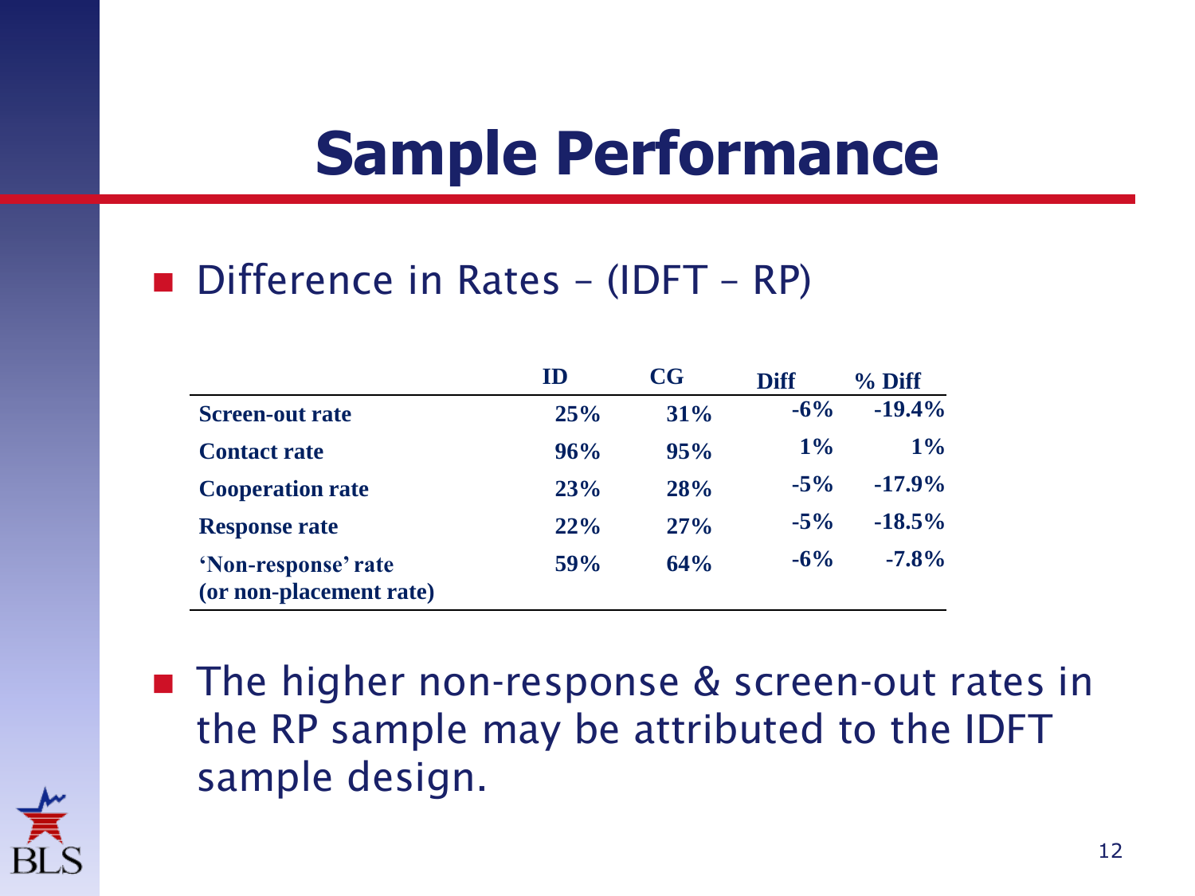# Sample Performance

- Difference in Rates – (IDFT – RP)

| | ID | CG | Diff | % Diff |
|---|---|---|---|---|
| **Screen-out rate** | **25%** | **31%** | **-6%** | **-19.4%** |
| **Contact rate** | **96%** | **95%** | **1%** | **1%** |
| **Cooperation rate** | **23%** | **28%** | **-5%** | **-17.9%** |
| **Response rate** | **22%** | **27%** | **-5%** | **-18.5%** |
| **'Non-response' rate (or non-placement rate)** | **59%** | **64%** | **-6%** | **-7.8%** |

- The higher non-response & screen-out rates in the RP sample may be attributed to the IDFT sample design.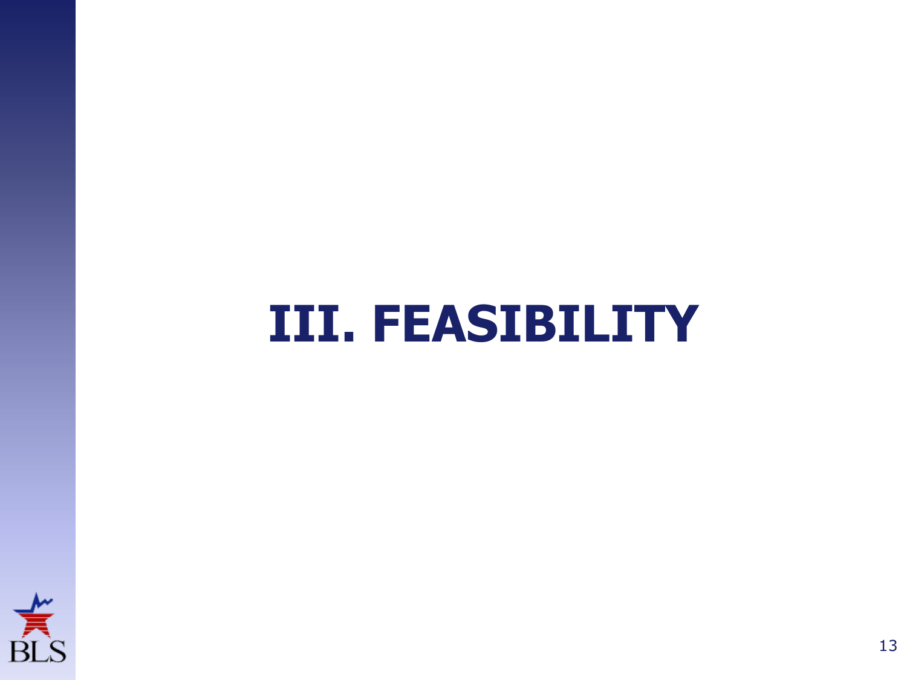# III. FEASIBILITY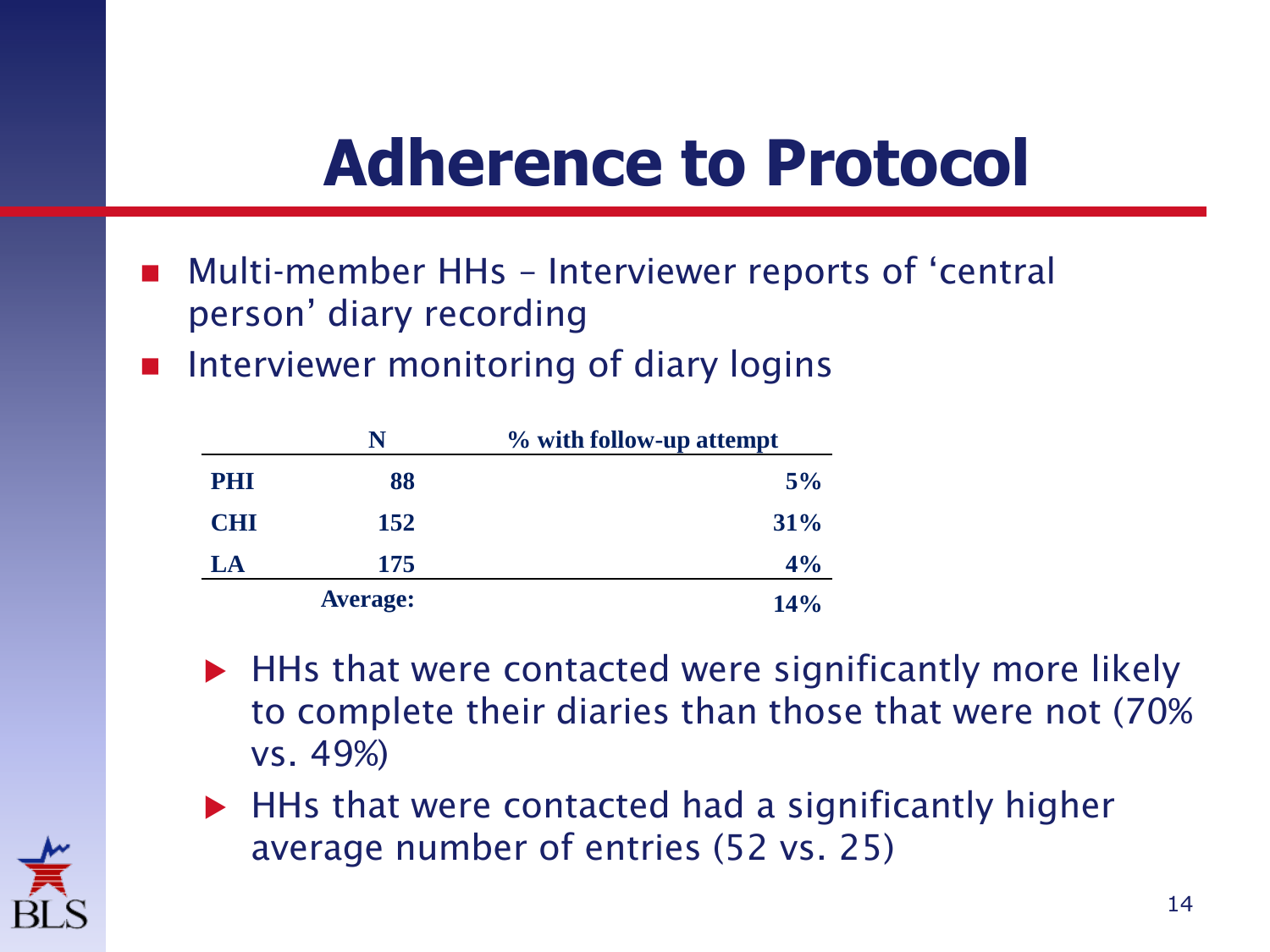# Adherence to Protocol

- Multi-member HHs – Interviewer reports of 'central person' diary recording
- Interviewer monitoring of diary logins

| | N | % with follow-up attempt |
|---|---|---|
| **PHI** | **88** | **5%** |
| **CHI** | **152** | **31%** |
| **LA** | **175** | **4%** |
| | **Average:** | **14%** |

  - HHs that were contacted were significantly more likely to complete their diaries than those that were not (70% vs. 49%)
  - HHs that were contacted had a significantly higher average number of entries (52 vs. 25)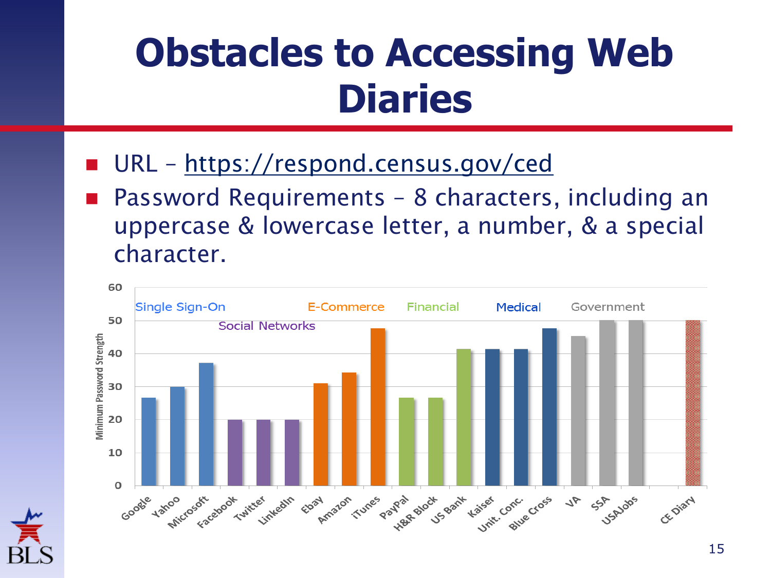# Obstacles to Accessing Web Diaries

- URL – https://respond.census.gov/ced
- Password Requirements – 8 characters, including an uppercase & lowercase letter, a number, & a special character.

| Category | Site | Minimum Password Strength |
| --- | --- | --- |
| Single Sign-On | Google | 27 |
| Single Sign-On | Yahoo | 30 |
| Single Sign-On | Microsoft | 37 |
| Social Networks | Facebook | 20 |
| Social Networks | Twitter | 20 |
| Social Networks | LinkedIn | 20 |
| E-Commerce | Ebay | 31 |
| E-Commerce | Amazon | 34 |
| E-Commerce | iTunes | 48 |
| Financial | PayPal | 27 |
| Financial | H&R Block | 27 |
| Financial | US Bank | 41 |
| Medical | Kaiser | 41 |
| Medical | Unit. Conc. | 41 |
| Medical | Blue Cross | 48 |
| Government | VA | 45 |
| Government | SSA | 50 |
| Government | USAJobs | 50 |
| | CE Diary | 50 |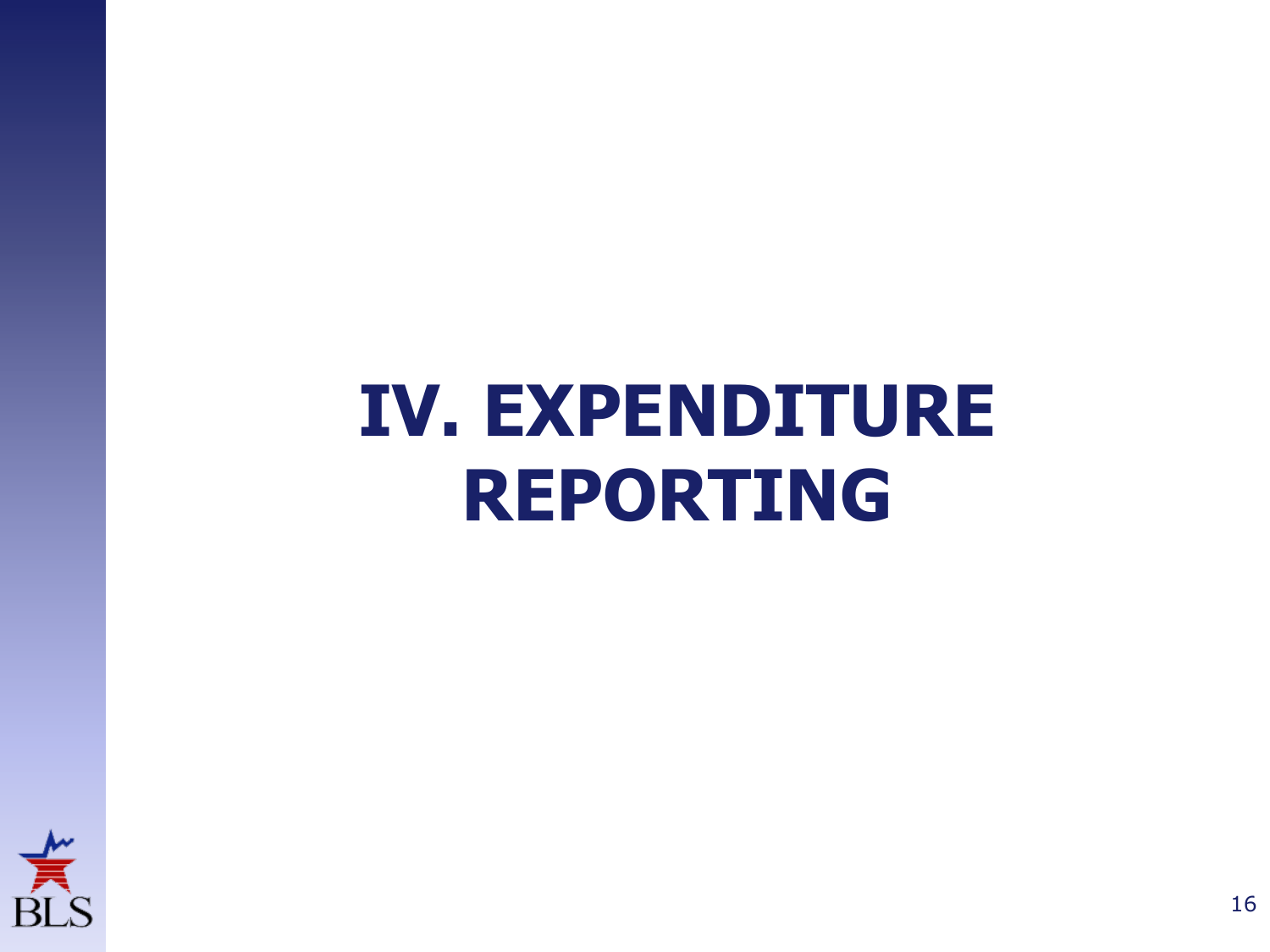# IV. EXPENDITURE REPORTING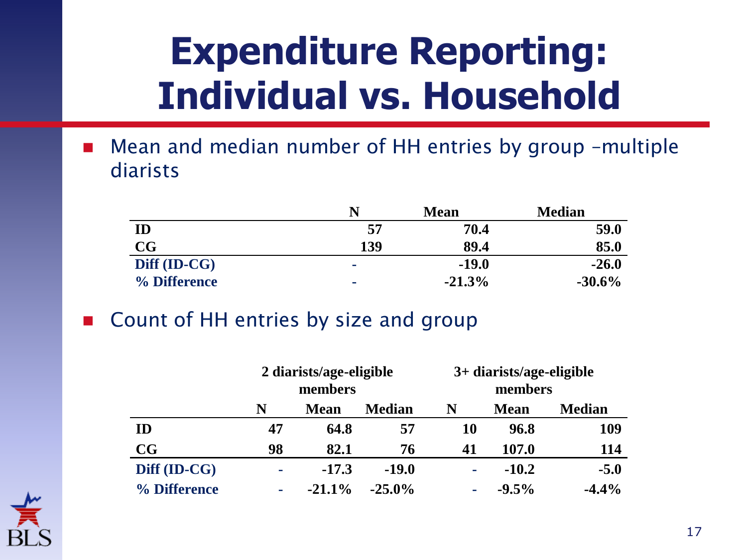# Expenditure Reporting: Individual vs. Household

- Mean and median number of HH entries by group –multiple diarists

| | N | Mean | Median |
|---|---|---|---|
| ID | 57 | 70.4 | 59.0 |
| CG | 139 | 89.4 | 85.0 |
| Diff (ID-CG) | - | -19.0 | -26.0 |
| % Difference | - | -21.3% | -30.6% |

- Count of HH entries by size and group

| | 2 diarists/age-eligible members | | | 3+ diarists/age-eligible members | | |
|---|---|---|---|---|---|---|
| | N | Mean | Median | N | Mean | Median |
| ID | 47 | 64.8 | 57 | 10 | 96.8 | 109 |
| CG | 98 | 82.1 | 76 | 41 | 107.0 | 114 |
| Diff (ID-CG) | - | -17.3 | -19.0 | - | -10.2 | -5.0 |
| % Difference | - | -21.1% | -25.0% | - | -9.5% | -4.4% |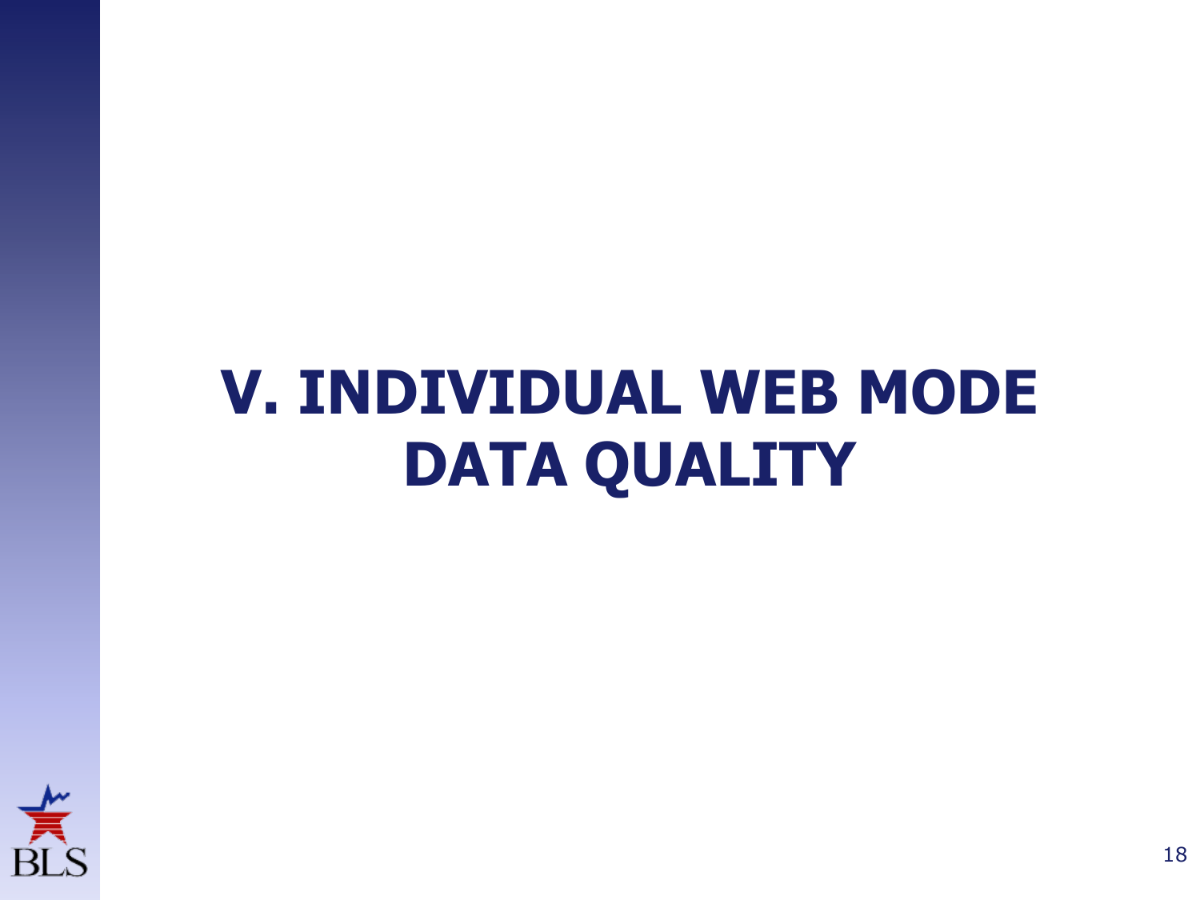# V. INDIVIDUAL WEB MODE DATA QUALITY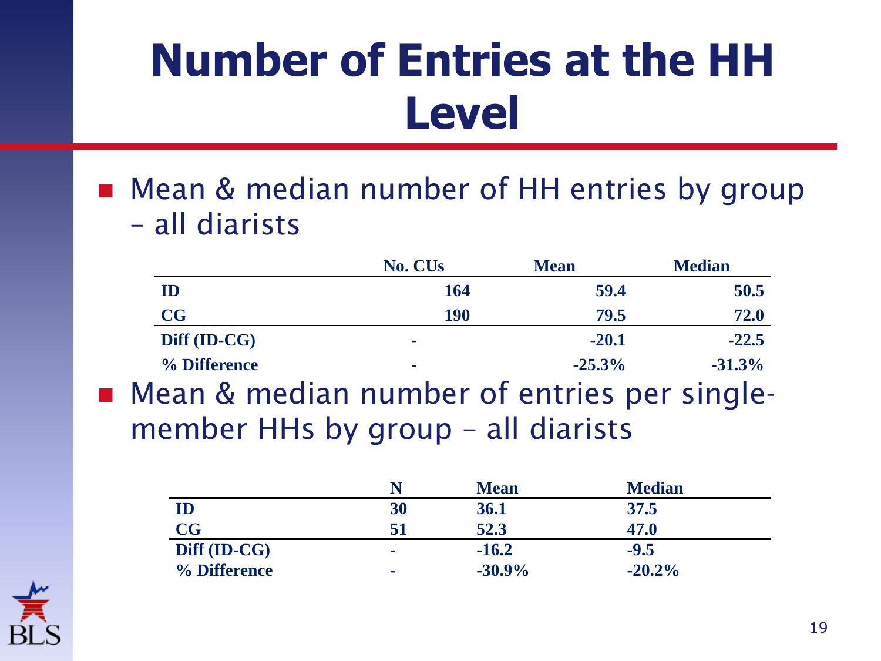# Number of Entries at the HH Level

- Mean & median number of HH entries by group – all diarists

| | No. CUs | Mean | Median |
|---|---|---|---|
| **ID** | **164** | **59.4** | **50.5** |
| **CG** | **190** | **79.5** | **72.0** |
| **Diff (ID-CG)** | - | **-20.1** | **-22.5** |
| **% Difference** | - | **-25.3%** | **-31.3%** |

- Mean & median number of entries per single-member HHs by group – all diarists

| | N | Mean | Median |
|---|---|---|---|
| **ID** | **30** | **36.1** | **37.5** |
| **CG** | **51** | **52.3** | **47.0** |
| **Diff (ID-CG)** | - | **-16.2** | **-9.5** |
| **% Difference** | - | **-30.9%** | **-20.2%** |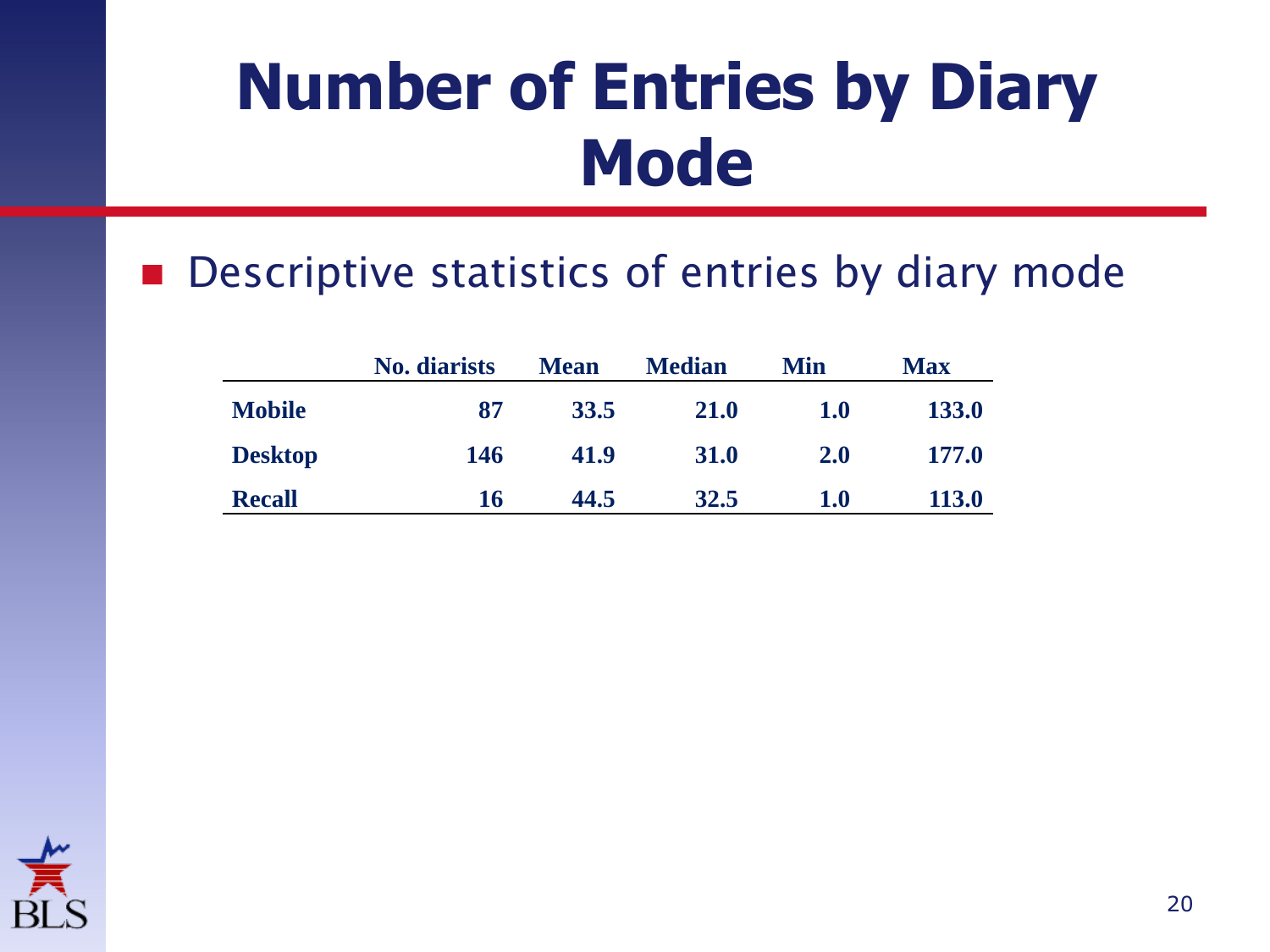# Number of Entries by Diary Mode

- Descriptive statistics of entries by diary mode

| | No. diarists | Mean | Median | Min | Max |
|---|---|---|---|---|---|
| **Mobile** | 87 | 33.5 | 21.0 | 1.0 | 133.0 |
| **Desktop** | 146 | 41.9 | 31.0 | 2.0 | 177.0 |
| **Recall** | 16 | 44.5 | 32.5 | 1.0 | 113.0 |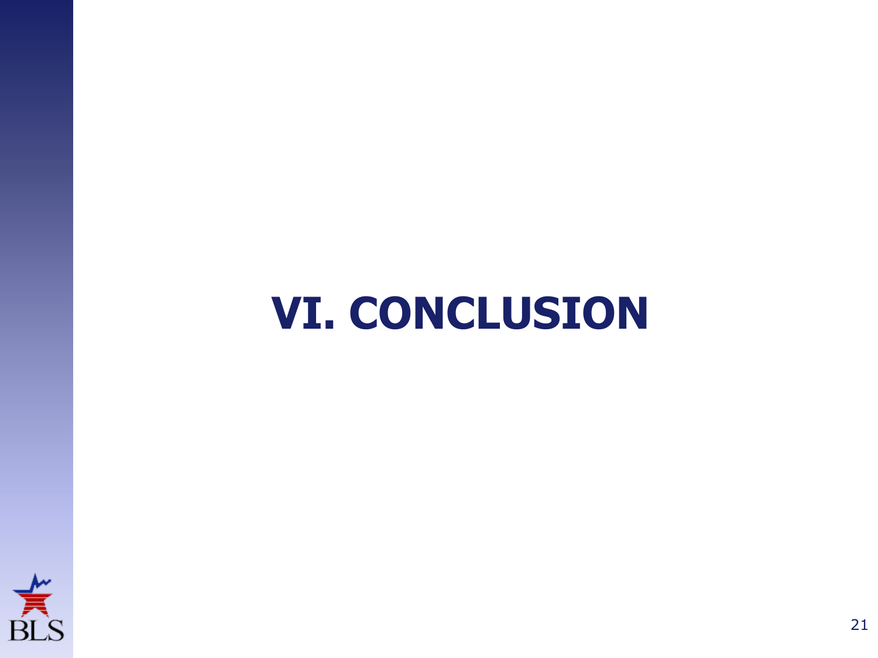# VI. CONCLUSION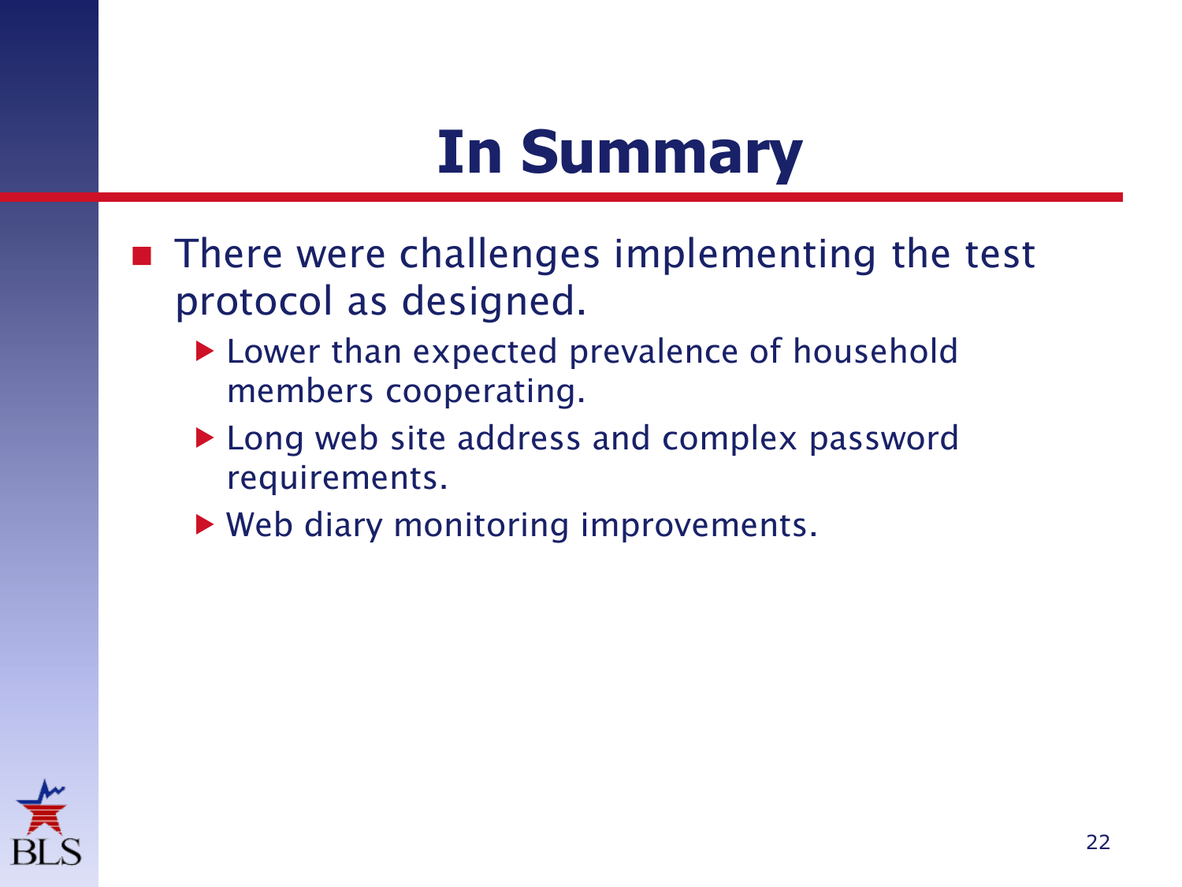# In Summary

- There were challenges implementing the test protocol as designed.
  - Lower than expected prevalence of household members cooperating.
  - Long web site address and complex password requirements.
  - Web diary monitoring improvements.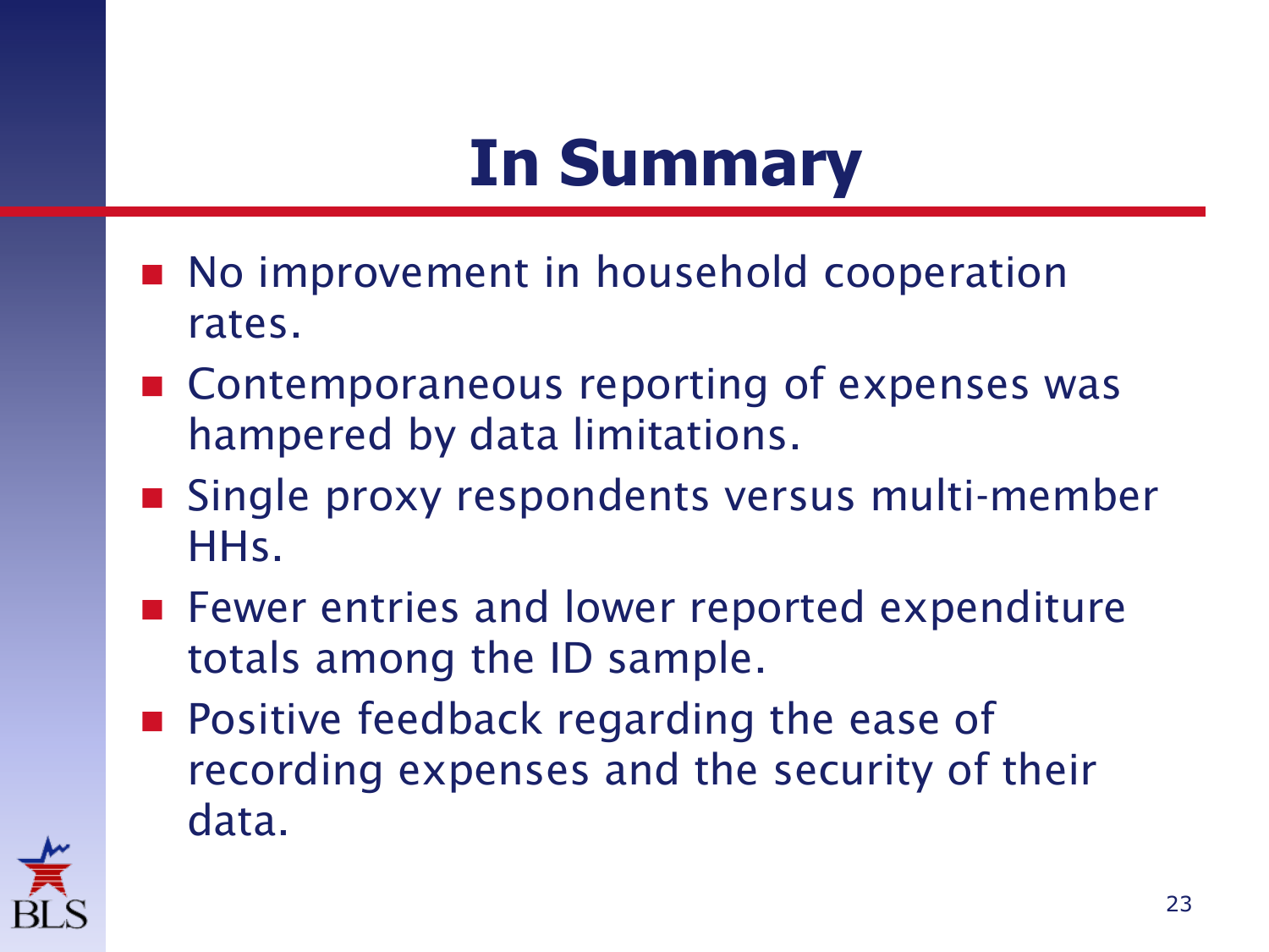# In Summary

- No improvement in household cooperation rates.
- Contemporaneous reporting of expenses was hampered by data limitations.
- Single proxy respondents versus multi-member HHs.
- Fewer entries and lower reported expenditure totals among the ID sample.
- Positive feedback regarding the ease of recording expenses and the security of their data.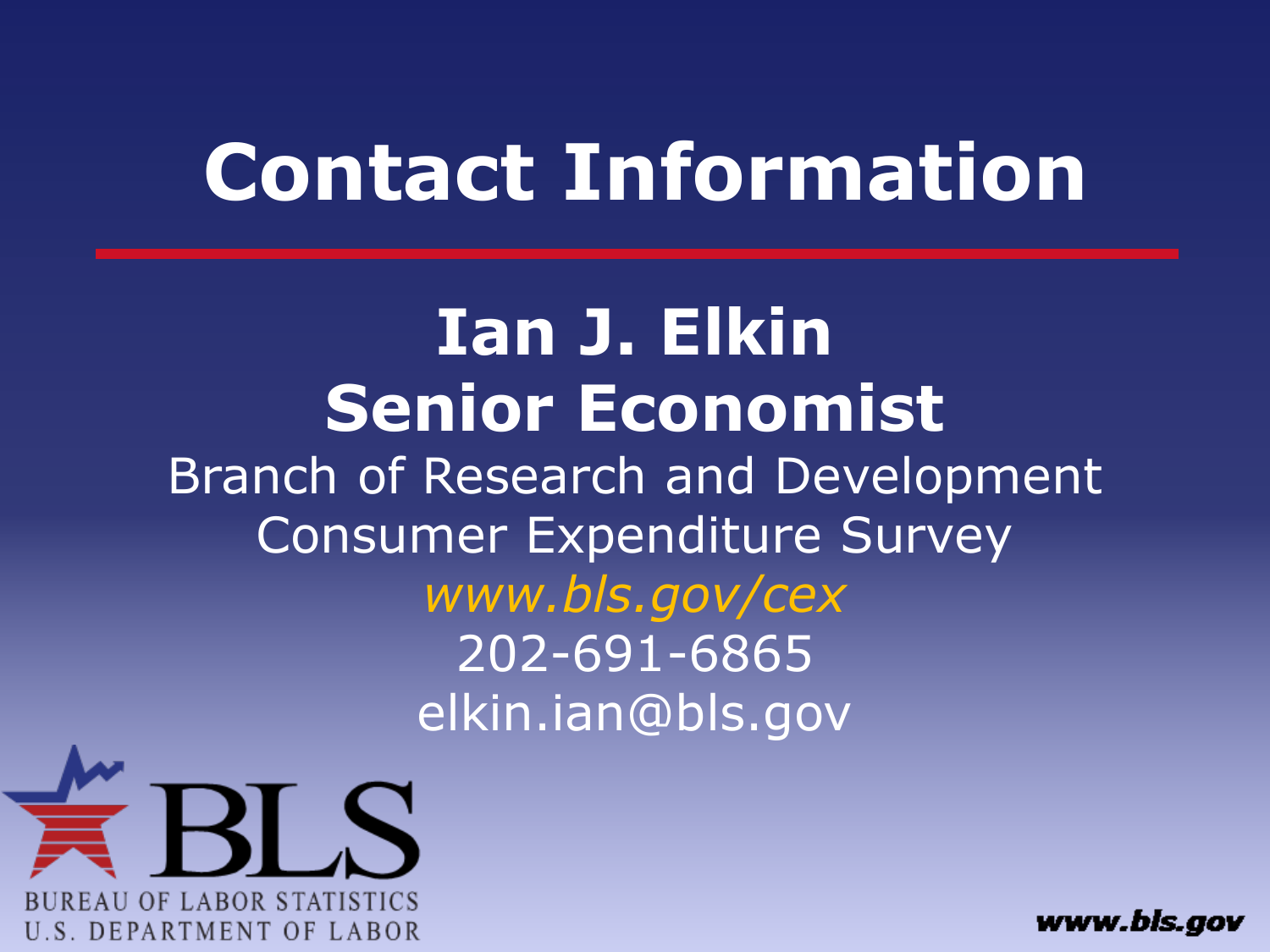# Contact Information

**Ian J. Elkin**

**Senior Economist**

Branch of Research and Development

Consumer Expenditure Survey

*www.bls.gov/cex*

202-691-6865

elkin.ian@bls.gov

BLS

BUREAU OF LABOR STATISTICS

U.S. DEPARTMENT OF LABOR

www.bls.gov